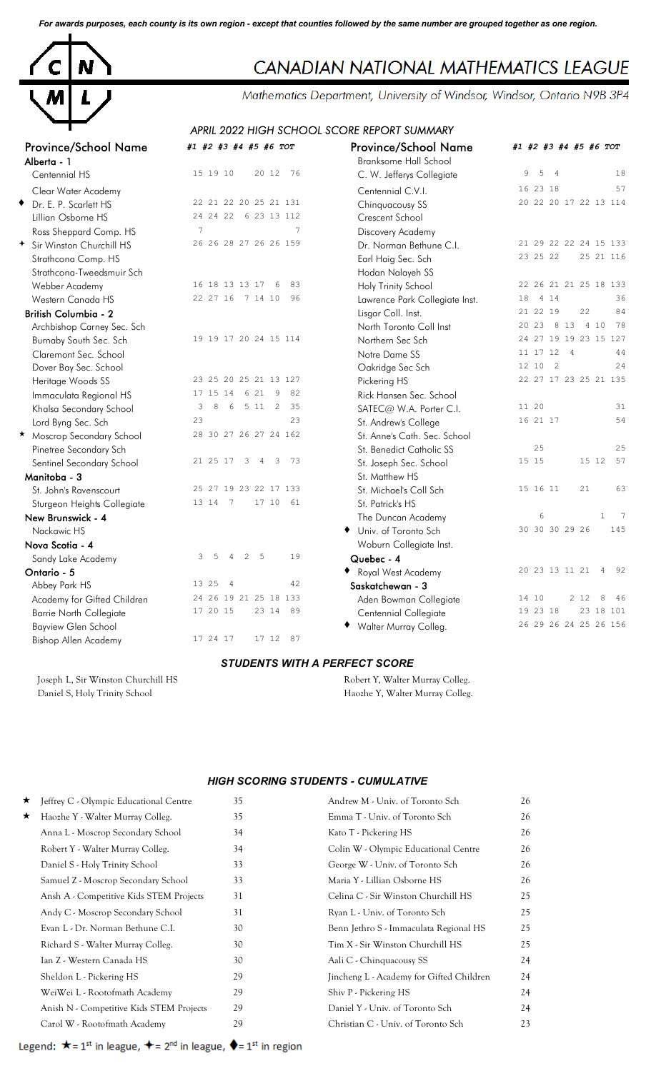*For awards purposes, each county is its own region - except that counties followed by the same number are grouped together as one region.*

# CANADIAN NATIONAL MATHEMATICS LEAGUE

*Mathematics Department, University of Windsor, Windsor, Ontario N9B 3P4*

## *APRIL 2022 HIGH SCHOOL SCORE REPORT SUMMARY*

| Province/School Name | #1 | #2 | #3 | #4 | #5 | #6 | TOT |
|---|---|---|---|---|---|---|---|
| **Alberta - 1** | | | | | | | |
| Centennial HS | 15 | 19 | 10 | | 20 | 12 | 76 |
| Clear Water Academy | | | | | | | |
| ♦ Dr. E. P. Scarlett HS | 22 | 21 | 22 | 20 | 25 | 21 | 131 |
| Lillian Osborne HS | 24 | 24 | 22 | 6 | 23 | 13 | 112 |
| Ross Sheppard Comp. HS | 7 | | | | | | 7 |
| ✦ Sir Winston Churchill HS | 26 | 26 | 28 | 27 | 26 | 26 | 159 |
| Strathcona Comp. HS | | | | | | | |
| Strathcona-Tweedsmuir Sch | | | | | | | |
| Webber Academy | 16 | 18 | 13 | 13 | 17 | 6 | 83 |
| Western Canada HS | 22 | 27 | 16 | 7 | 14 | 10 | 96 |
| **British Columbia - 2** | | | | | | | |
| Archbishop Carney Sec. Sch | | | | | | | |
| Burnaby South Sec. Sch | 19 | 19 | 17 | 20 | 24 | 15 | 114 |
| Claremont Sec. School | | | | | | | |
| Dover Bay Sec. School | | | | | | | |
| Heritage Woods SS | 23 | 25 | 20 | 25 | 21 | 13 | 127 |
| Immaculata Regional HS | 17 | 15 | 14 | 6 | 21 | 9 | 82 |
| Khalsa Secondary School | 3 | 8 | 6 | 5 | 11 | 2 | 35 |
| Lord Byng Sec. Sch | 23 | | | | | | 23 |
| ★ Moscrop Secondary School | 28 | 30 | 27 | 26 | 27 | 24 | 162 |
| Pinetree Secondary Sch | | | | | | | |
| Sentinel Secondary School | 21 | 25 | 17 | 3 | 4 | 3 | 73 |
| **Manitoba - 3** | | | | | | | |
| St. John's Ravenscourt | 25 | 27 | 19 | 23 | 22 | 17 | 133 |
| Sturgeon Heights Collegiate | 13 | 14 | 7 | | 17 | 10 | 61 |
| **New Brunswick - 4** | | | | | | | |
| Nackawic HS | | | | | | | |
| **Nova Scotia - 4** | | | | | | | |
| Sandy Lake Academy | 3 | 5 | 4 | 2 | 5 | | 19 |
| **Ontario - 5** | | | | | | | |
| Abbey Park HS | 13 | 25 | 4 | | | | 42 |
| Academy for Gifted Children | 24 | 26 | 19 | 21 | 25 | 18 | 133 |
| Barrie North Collegiate | 17 | 20 | 15 | | 23 | 14 | 89 |
| Bayview Glen School | | | | | | | |
| Bishop Allen Academy | 17 | 24 | 17 | | 17 | 12 | 87 |
| Branksome Hall School | | | | | | | |
| C. W. Jefferys Collegiate | 9 | 5 | 4 | | | | 18 |
| Centennial C.V.I. | 16 | 23 | 18 | | | | 57 |
| Chinguacousy SS | 20 | 22 | 20 | 17 | 22 | 13 | 114 |
| Crescent School | | | | | | | |
| Discovery Academy | | | | | | | |
| Dr. Norman Bethune C.I. | 21 | 29 | 22 | 22 | 24 | 15 | 133 |
| Earl Haig Sec. Sch | 23 | 25 | 22 | | 25 | 21 | 116 |
| Hodan Nalayeh SS | | | | | | | |
| Holy Trinity School | 22 | 26 | 21 | 21 | 25 | 18 | 133 |
| Lawrence Park Collegiate Inst. | 18 | 4 | 14 | | | | 36 |
| Lisgar Coll. Inst. | 21 | 22 | 19 | | 22 | | 84 |
| North Toronto Coll Inst | 20 | 23 | 8 | 13 | 4 | 10 | 78 |
| Northern Sec Sch | 24 | 27 | 19 | 19 | 23 | 15 | 127 |
| Notre Dame SS | 11 | 17 | 12 | 4 | | | 44 |
| Oakridge Sec Sch | 12 | 10 | 2 | | | | 24 |
| Pickering HS | 22 | 27 | 17 | 23 | 25 | 21 | 135 |
| Rick Hansen Sec. School | | | | | | | |
| SATEC@ W.A. Porter C.I. | 11 | 20 | | | | | 31 |
| St. Andrew's College | 16 | 21 | 17 | | | | 54 |
| St. Anne's Cath. Sec. School | | | | | | | |
| St. Benedict Catholic SS | | 25 | | | | | 25 |
| St. Joseph Sec. School | 15 | 15 | | | 15 | 12 | 57 |
| St. Matthew HS | | | | | | | |
| St. Michael's Coll Sch | 15 | 16 | 11 | | 21 | | 63 |
| St. Patrick's HS | | | | | | | |
| The Duncan Academy | | 6 | | | | 1 | 7 |
| ♦ Univ. of Toronto Sch | 30 | 30 | 30 | 29 | 26 | | 145 |
| Woburn Collegiate Inst. | | | | | | | |
| **Quebec - 4** | | | | | | | |
| ♦ Royal West Academy | 20 | 23 | 13 | 11 | 21 | 4 | 92 |
| **Saskatchewan - 3** | | | | | | | |
| Aden Bowman Collegiate | 14 | 10 | | 2 | 12 | 8 | 46 |
| Centennial Collegiate | 19 | 23 | 18 | | 23 | 18 | 101 |
| ♦ Walter Murray Colleg. | 26 | 29 | 26 | 24 | 25 | 26 | 156 |

## *STUDENTS WITH A PERFECT SCORE*

Joseph L, Sir Winston Churchill HS
Daniel S, Holy Trinity School
Robert Y, Walter Murray Colleg.
Haozhe Y, Walter Murray Colleg.

## *HIGH SCORING STUDENTS - CUMULATIVE*

| Student - School | Score |
|---|---|
| ★ Jeffrey C - Olympic Educational Centre | 35 |
| ★ Haozhe Y - Walter Murray Colleg. | 35 |
| Anna L - Moscrop Secondary School | 34 |
| Robert Y - Walter Murray Colleg. | 34 |
| Daniel S - Holy Trinity School | 33 |
| Samuel Z - Moscrop Secondary School | 33 |
| Ansh A - Competitive Kids STEM Projects | 31 |
| Andy C - Moscrop Secondary School | 31 |
| Evan L - Dr. Norman Bethune C.I. | 30 |
| Richard S - Walter Murray Colleg. | 30 |
| Ian Z - Western Canada HS | 30 |
| Sheldon L - Pickering HS | 29 |
| WeiWei L - Rootofmath Academy | 29 |
| Anish N - Competitive Kids STEM Projects | 29 |
| Carol W - Rootofmath Academy | 29 |
| Andrew M - Univ. of Toronto Sch | 26 |
| Emma T - Univ. of Toronto Sch | 26 |
| Kato T - Pickering HS | 26 |
| Colin W - Olympic Educational Centre | 26 |
| George W - Univ. of Toronto Sch | 26 |
| Maria Y - Lillian Osborne HS | 26 |
| Celina C - Sir Winston Churchill HS | 25 |
| Ryan L - Univ. of Toronto Sch | 25 |
| Benn Jethro S - Immaculata Regional HS | 25 |
| Tim X - Sir Winston Churchill HS | 25 |
| Aali C - Chinguacousy SS | 24 |
| Jincheng L - Academy for Gifted Children | 24 |
| Shiv P - Pickering HS | 24 |
| Daniel Y - Univ. of Toronto Sch | 24 |
| Christian C - Univ. of Toronto Sch | 23 |

Legend: ★ = 1st in league, ✦ = 2nd in league, ♦ = 1st in region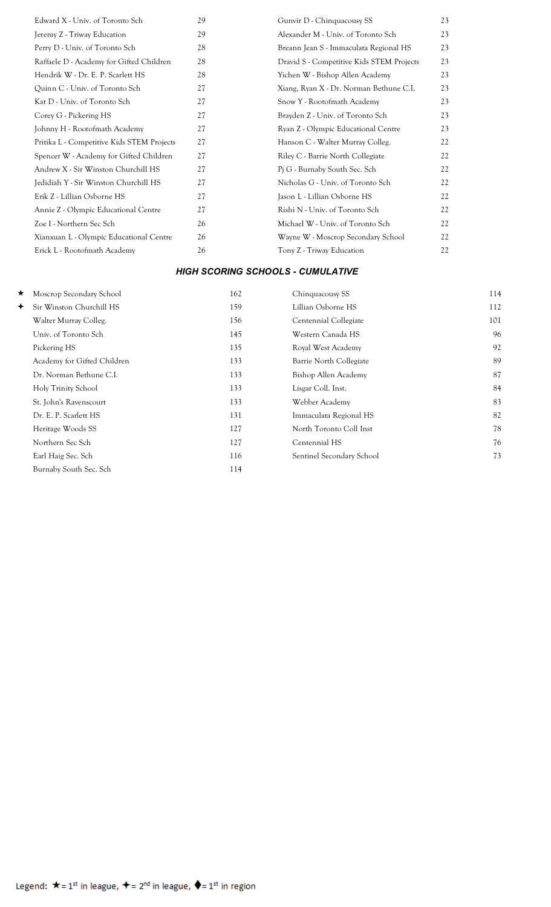| | | | |
|---|---|---|---|
| Edward X - Univ. of Toronto Sch | 29 | Gunvir D - Chinquacousy SS | 23 |
| Jeremy Z - Triway Education | 29 | Alexander M - Univ. of Toronto Sch | 23 |
| Perry D - Univ. of Toronto Sch | 28 | Breann Jean S - Immaculata Regional HS | 23 |
| Raffaele D - Academy for Gifted Children | 28 | Dravid S - Competitive Kids STEM Projects | 23 |
| Hendrik W - Dr. E. P. Scarlett HS | 28 | Yichen W - Bishop Allen Academy | 23 |
| Quinn C - Univ. of Toronto Sch | 27 | Xiang, Ryan X - Dr. Norman Bethune C.I. | 23 |
| Kat D - Univ. of Toronto Sch | 27 | Snow Y - Rootofmath Academy | 23 |
| Corey G - Pickering HS | 27 | Brayden Z - Univ. of Toronto Sch | 23 |
| Johnny H - Rootofmath Academy | 27 | Ryan Z - Olympic Educational Centre | 23 |
| Pritika L - Competitive Kids STEM Projects | 27 | Hanson C - Walter Murray Colleg. | 22 |
| Spencer W - Academy for Gifted Children | 27 | Riley C - Barrie North Collegiate | 22 |
| Andrew X - Sir Winston Churchill HS | 27 | Pj G - Burnaby South Sec. Sch | 22 |
| Jedidiah Y - Sir Winston Churchill HS | 27 | Nicholas G - Univ. of Toronto Sch | 22 |
| Erik Z - Lillian Osborne HS | 27 | Jason L - Lillian Osborne HS | 22 |
| Annie Z - Olympic Educational Centre | 27 | Rishi N - Univ. of Toronto Sch | 22 |
| Zoe I - Northern Sec Sch | 26 | Michael W - Univ. of Toronto Sch | 22 |
| Xianxuan L - Olympic Educational Centre | 26 | Wayne W - Moscrop Secondary School | 22 |
| Erick L - Rootofmath Academy | 26 | Tony Z - Triway Education | 22 |

## *HIGH SCORING SCHOOLS - CUMULATIVE*

| | | | | |
|---|---|---|---|---|
| ★ | Moscrop Secondary School | 162 | Chinquacousy SS | 114 |
| ✦ | Sir Winston Churchill HS | 159 | Lillian Osborne HS | 112 |
| | Walter Murray Colleg. | 156 | Centennial Collegiate | 101 |
| | Univ. of Toronto Sch | 145 | Western Canada HS | 96 |
| | Pickering HS | 135 | Royal West Academy | 92 |
| | Academy for Gifted Children | 133 | Barrie North Collegiate | 89 |
| | Dr. Norman Bethune C.I. | 133 | Bishop Allen Academy | 87 |
| | Holy Trinity School | 133 | Lisgar Coll. Inst. | 84 |
| | St. John's Ravenscourt | 133 | Webber Academy | 83 |
| | Dr. E. P. Scarlett HS | 131 | Immaculata Regional HS | 82 |
| | Heritage Woods SS | 127 | North Toronto Coll Inst | 78 |
| | Northern Sec Sch | 127 | Centennial HS | 76 |
| | Earl Haig Sec. Sch | 116 | Sentinel Secondary School | 73 |
| | Burnaby South Sec. Sch | 114 | | |

Legend: ★ = 1st in league, ✦ = 2nd in league, ♦ = 1st in region